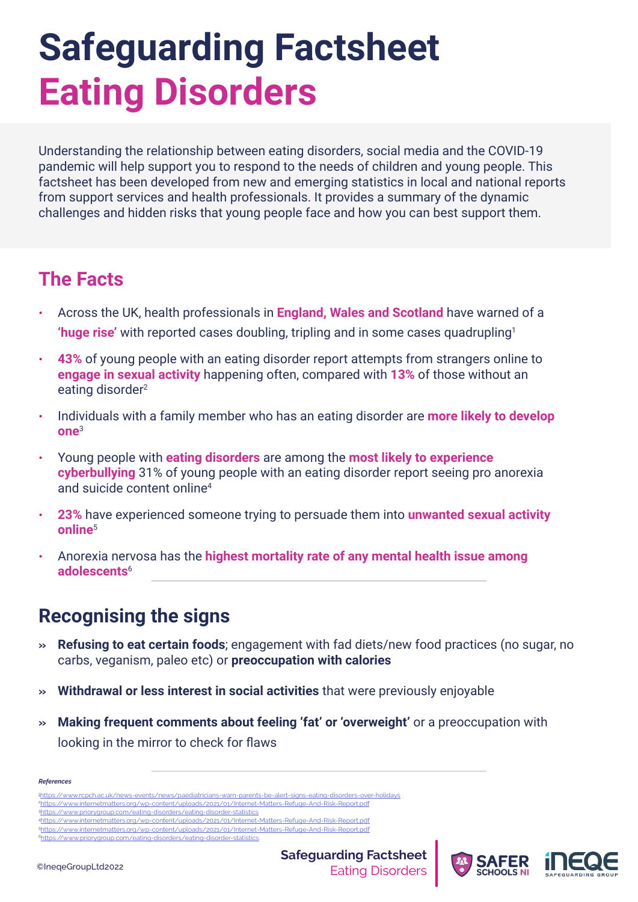# Safeguarding Factsheet
# Eating Disorders

Understanding the relationship between eating disorders, social media and the COVID-19 pandemic will help support you to respond to the needs of children and young people. This factsheet has been developed from new and emerging statistics in local and national reports from support services and health professionals. It provides a summary of the dynamic challenges and hidden risks that young people face and how you can best support them.

## The Facts

- Across the UK, health professionals in **England, Wales and Scotland** have warned of a **'huge rise'** with reported cases doubling, tripling and in some cases quadrupling[1]
- **43%** of young people with an eating disorder report attempts from strangers online to **engage in sexual activity** happening often, compared with **13%** of those without an eating disorder[2]
- Individuals with a family member who has an eating disorder are **more likely to develop one**[3]
- Young people with **eating disorders** are among the **most likely to experience cyberbullying** 31% of young people with an eating disorder report seeing pro anorexia and suicide content online[4]
- **23%** have experienced someone trying to persuade them into **unwanted sexual activity online**[5]
- Anorexia nervosa has the **highest mortality rate of any mental health issue among adolescents**[6]

## Recognising the signs

- **Refusing to eat certain foods**; engagement with fad diets/new food practices (no sugar, no carbs, veganism, paleo etc) or **preoccupation with calories**
- **Withdrawal or less interest in social activities** that were previously enjoyable
- **Making frequent comments about feeling 'fat' or 'overweight'** or a preoccupation with looking in the mirror to check for flaws

***References***

[1] https://www.rcpch.ac.uk/news-events/news/paediatricians-warn-parents-be-alert-signs-eating-disorders-over-holidays
[2] https://www.internetmatters.org/wp-content/uploads/2021/01/Internet-Matters-Refuge-And-Risk-Report.pdf
[3] https://www.priorygroup.com/eating-disorders/eating-disorder-statistics
[4] https://www.internetmatters.org/wp-content/uploads/2021/01/Internet-Matters-Refuge-And-Risk-Report.pdf
[5] https://www.internetmatters.org/wp-content/uploads/2021/01/Internet-Matters-Refuge-And-Risk-Report.pdf
[6] https://www.priorygroup.com/eating-disorders/eating-disorder-statistics

©IneqeGroupLtd2022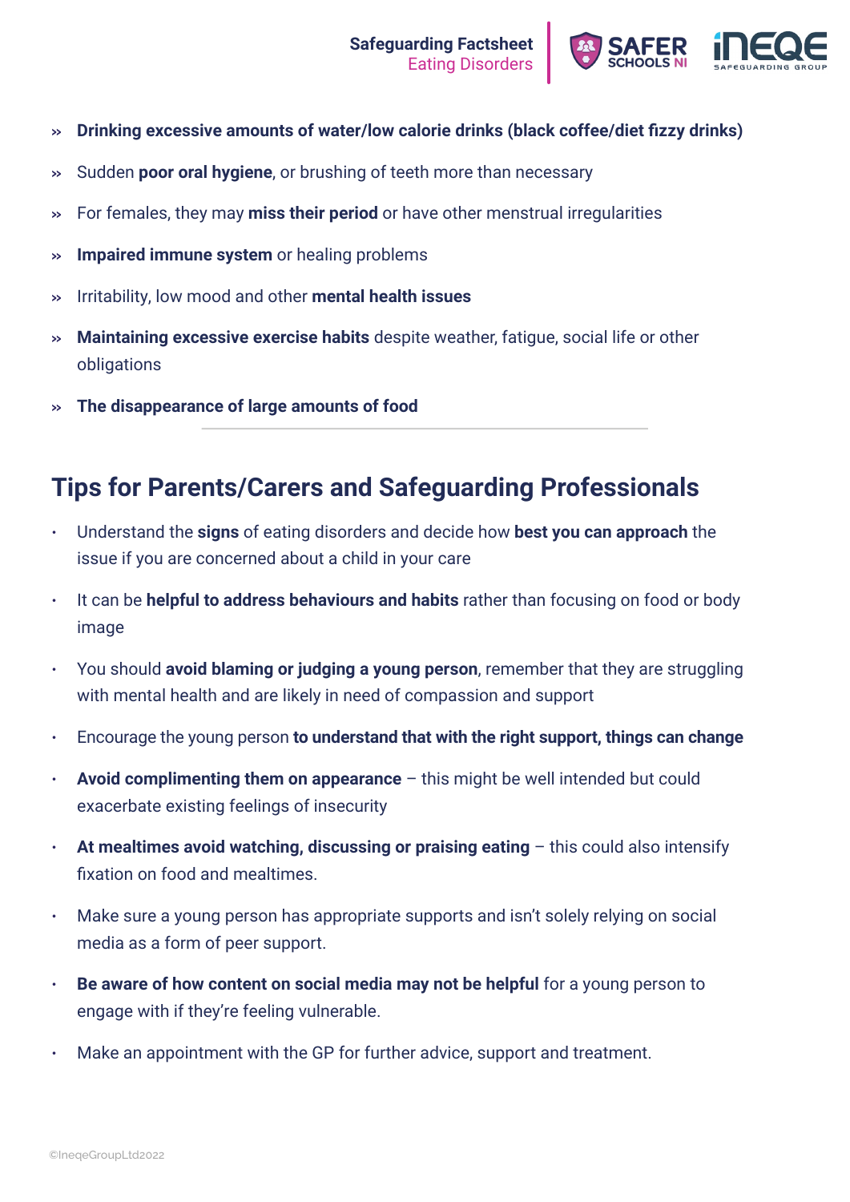- **Drinking excessive amounts of water/low calorie drinks (black coffee/diet fizzy drinks)**
- Sudden **poor oral hygiene**, or brushing of teeth more than necessary
- For females, they may **miss their period** or have other menstrual irregularities
- **Impaired immune system** or healing problems
- Irritability, low mood and other **mental health issues**
- **Maintaining excessive exercise habits** despite weather, fatigue, social life or other obligations
- **The disappearance of large amounts of food**

## Tips for Parents/Carers and Safeguarding Professionals

- Understand the **signs** of eating disorders and decide how **best you can approach** the issue if you are concerned about a child in your care
- It can be **helpful to address behaviours and habits** rather than focusing on food or body image
- You should **avoid blaming or judging a young person**, remember that they are struggling with mental health and are likely in need of compassion and support
- Encourage the young person **to understand that with the right support, things can change**
- **Avoid complimenting them on appearance** – this might be well intended but could exacerbate existing feelings of insecurity
- **At mealtimes avoid watching, discussing or praising eating** – this could also intensify fixation on food and mealtimes.
- Make sure a young person has appropriate supports and isn't solely relying on social media as a form of peer support.
- **Be aware of how content on social media may not be helpful** for a young person to engage with if they're feeling vulnerable.
- Make an appointment with the GP for further advice, support and treatment.

©IneqeGroupLtd2022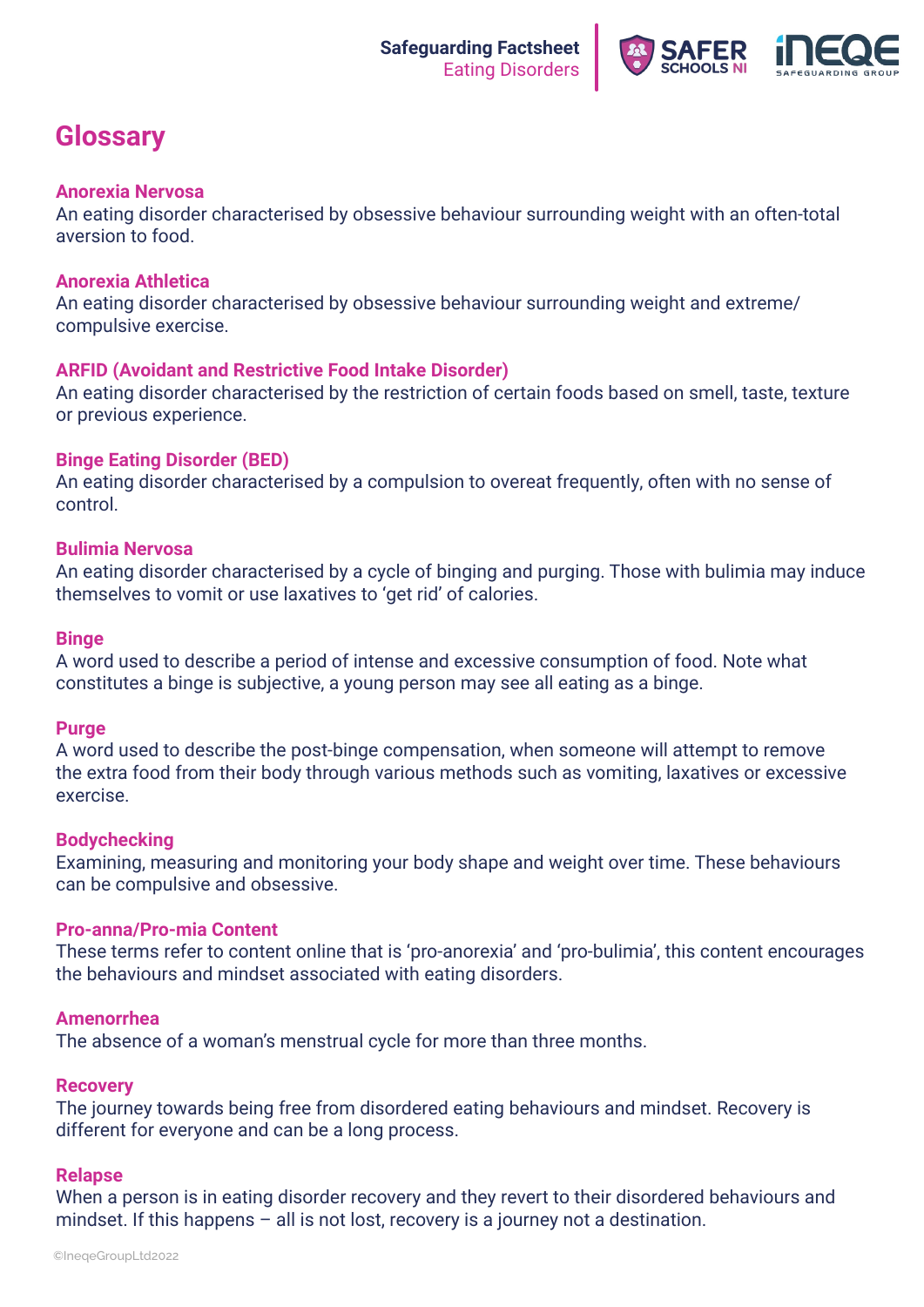# Glossary

### Anorexia Nervosa
An eating disorder characterised by obsessive behaviour surrounding weight with an often-total aversion to food.

### Anorexia Athletica
An eating disorder characterised by obsessive behaviour surrounding weight and extreme/ compulsive exercise.

### ARFID (Avoidant and Restrictive Food Intake Disorder)
An eating disorder characterised by the restriction of certain foods based on smell, taste, texture or previous experience.

### Binge Eating Disorder (BED)
An eating disorder characterised by a compulsion to overeat frequently, often with no sense of control.

### Bulimia Nervosa
An eating disorder characterised by a cycle of binging and purging. Those with bulimia may induce themselves to vomit or use laxatives to 'get rid' of calories.

### Binge
A word used to describe a period of intense and excessive consumption of food. Note what constitutes a binge is subjective, a young person may see all eating as a binge.

### Purge
A word used to describe the post-binge compensation, when someone will attempt to remove the extra food from their body through various methods such as vomiting, laxatives or excessive exercise.

### Bodychecking
Examining, measuring and monitoring your body shape and weight over time. These behaviours can be compulsive and obsessive.

### Pro-anna/Pro-mia Content
These terms refer to content online that is 'pro-anorexia' and 'pro-bulimia', this content encourages the behaviours and mindset associated with eating disorders.

### Amenorrhea
The absence of a woman's menstrual cycle for more than three months.

### Recovery
The journey towards being free from disordered eating behaviours and mindset. Recovery is different for everyone and can be a long process.

### Relapse
When a person is in eating disorder recovery and they revert to their disordered behaviours and mindset. If this happens – all is not lost, recovery is a journey not a destination.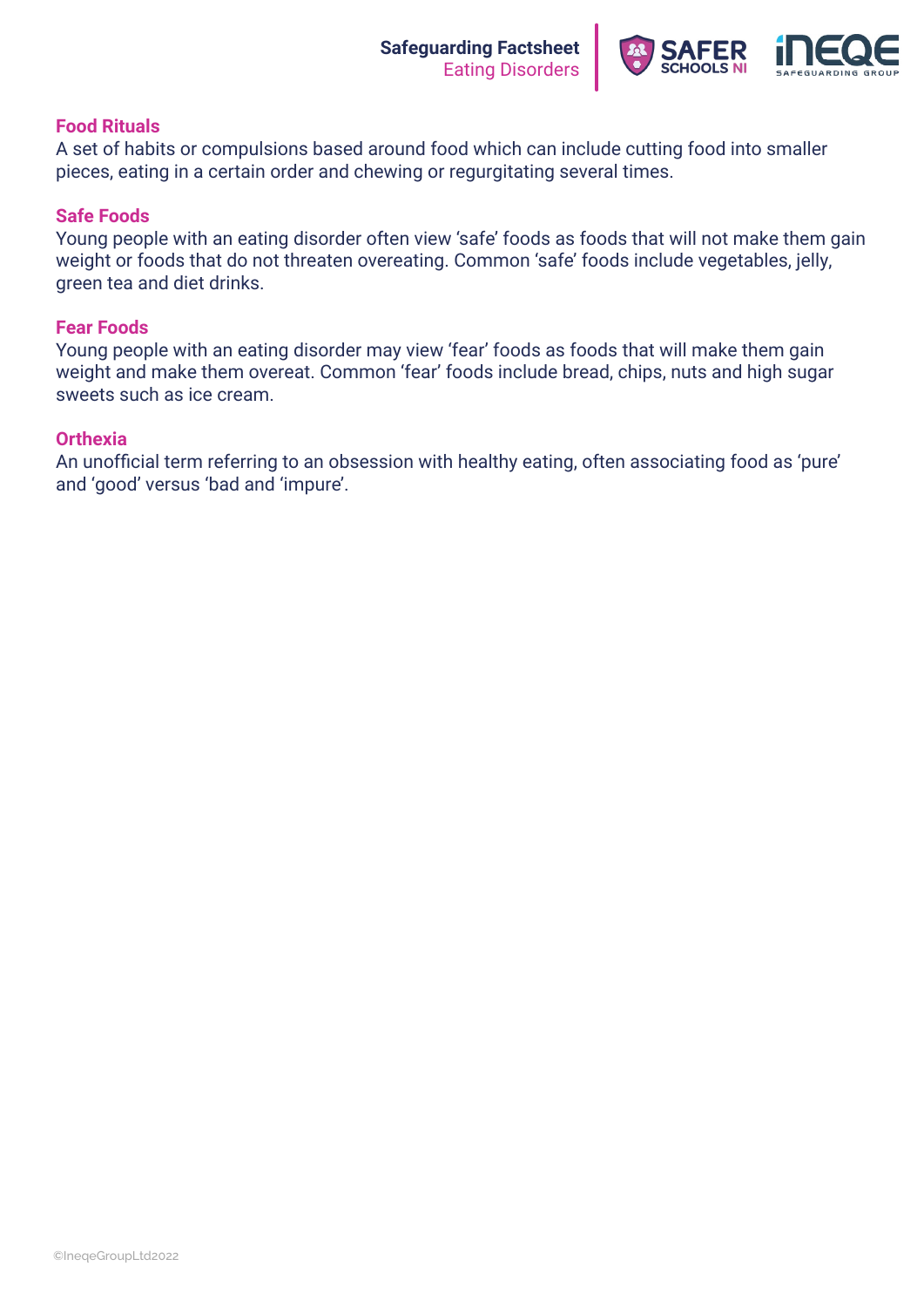### Food Rituals

A set of habits or compulsions based around food which can include cutting food into smaller pieces, eating in a certain order and chewing or regurgitating several times.

### Safe Foods

Young people with an eating disorder often view 'safe' foods as foods that will not make them gain weight or foods that do not threaten overeating. Common 'safe' foods include vegetables, jelly, green tea and diet drinks.

### Fear Foods

Young people with an eating disorder may view 'fear' foods as foods that will make them gain weight and make them overeat. Common 'fear' foods include bread, chips, nuts and high sugar sweets such as ice cream.

### Orthexia

An unofficial term referring to an obsession with healthy eating, often associating food as 'pure' and 'good' versus 'bad and 'impure'.